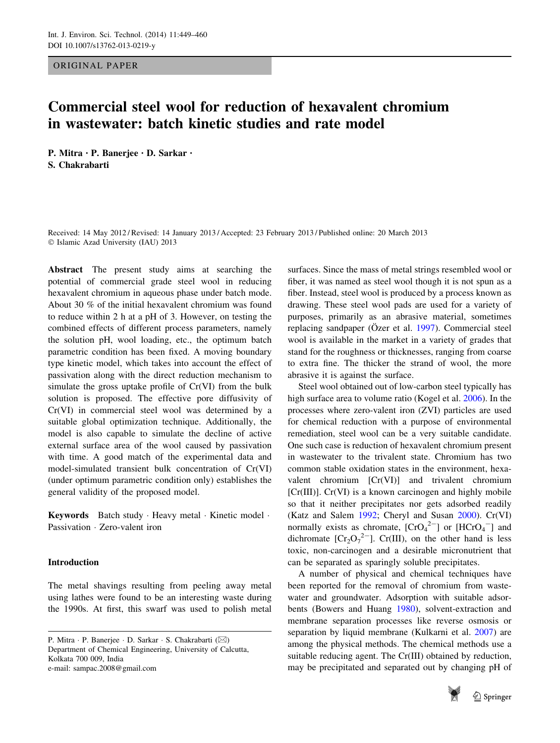ORIGINAL PAPER

# Commercial steel wool for reduction of hexavalent chromium in wastewater: batch kinetic studies and rate model

**P. Mitra · P. Banerjee · D. Sarkar · S. Chakrabarti**

Received: 14 May 2012 / Revised: 14 January 2013 / Accepted: 23 February 2013 / Published online: 20 March 2013
© Islamic Azad University (IAU) 2013

**Abstract** The present study aims at searching the potential of commercial grade steel wool in reducing hexavalent chromium in aqueous phase under batch mode. About 30 % of the initial hexavalent chromium was found to reduce within 2 h at a pH of 3. However, on testing the combined effects of different process parameters, namely the solution pH, wool loading, etc., the optimum batch parametric condition has been fixed. A moving boundary type kinetic model, which takes into account the effect of passivation along with the direct reduction mechanism to simulate the gross uptake profile of Cr(VI) from the bulk solution is proposed. The effective pore diffusivity of Cr(VI) in commercial steel wool was determined by a suitable global optimization technique. Additionally, the model is also capable to simulate the decline of active external surface area of the wool caused by passivation with time. A good match of the experimental data and model-simulated transient bulk concentration of Cr(VI) (under optimum parametric condition only) establishes the general validity of the proposed model.

**Keywords** Batch study · Heavy metal · Kinetic model · Passivation · Zero-valent iron

## Introduction

The metal shavings resulting from peeling away metal using lathes were found to be an interesting waste during the 1990s. At first, this swarf was used to polish metal surfaces. Since the mass of metal strings resembled wool or fiber, it was named as steel wool though it is not spun as a fiber. Instead, steel wool is produced by a process known as drawing. These steel wool pads are used for a variety of purposes, primarily as an abrasive material, sometimes replacing sandpaper (Özer et al. 1997). Commercial steel wool is available in the market in a variety of grades that stand for the roughness or thicknesses, ranging from coarse to extra fine. The thicker the strand of wool, the more abrasive it is against the surface.

Steel wool obtained out of low-carbon steel typically has high surface area to volume ratio (Kogel et al. 2006). In the processes where zero-valent iron (ZVI) particles are used for chemical reduction with a purpose of environmental remediation, steel wool can be a very suitable candidate. One such case is reduction of hexavalent chromium present in wastewater to the trivalent state. Chromium has two common stable oxidation states in the environment, hexavalent chromium [Cr(VI)] and trivalent chromium [Cr(III)]. Cr(VI) is a known carcinogen and highly mobile so that it neither precipitates nor gets adsorbed readily (Katz and Salem 1992; Cheryl and Susan 2000). Cr(VI) normally exists as chromate, [$CrO_4^{2-}$] or [$HCrO_4^{-}$] and dichromate [$Cr_2O_7^{2-}$]. Cr(III), on the other hand is less toxic, non-carcinogen and a desirable micronutrient that can be separated as sparingly soluble precipitates.

A number of physical and chemical techniques have been reported for the removal of chromium from wastewater and groundwater. Adsorption with suitable adsorbents (Bowers and Huang 1980), solvent-extraction and membrane separation processes like reverse osmosis or separation by liquid membrane (Kulkarni et al. 2007) are among the physical methods. The chemical methods use a suitable reducing agent. The Cr(III) obtained by reduction, may be precipitated and separated out by changing pH of

P. Mitra · P. Banerjee · D. Sarkar · S. Chakrabarti (✉)
Department of Chemical Engineering, University of Calcutta, Kolkata 700 009, India
e-mail: sampac.2008@gmail.com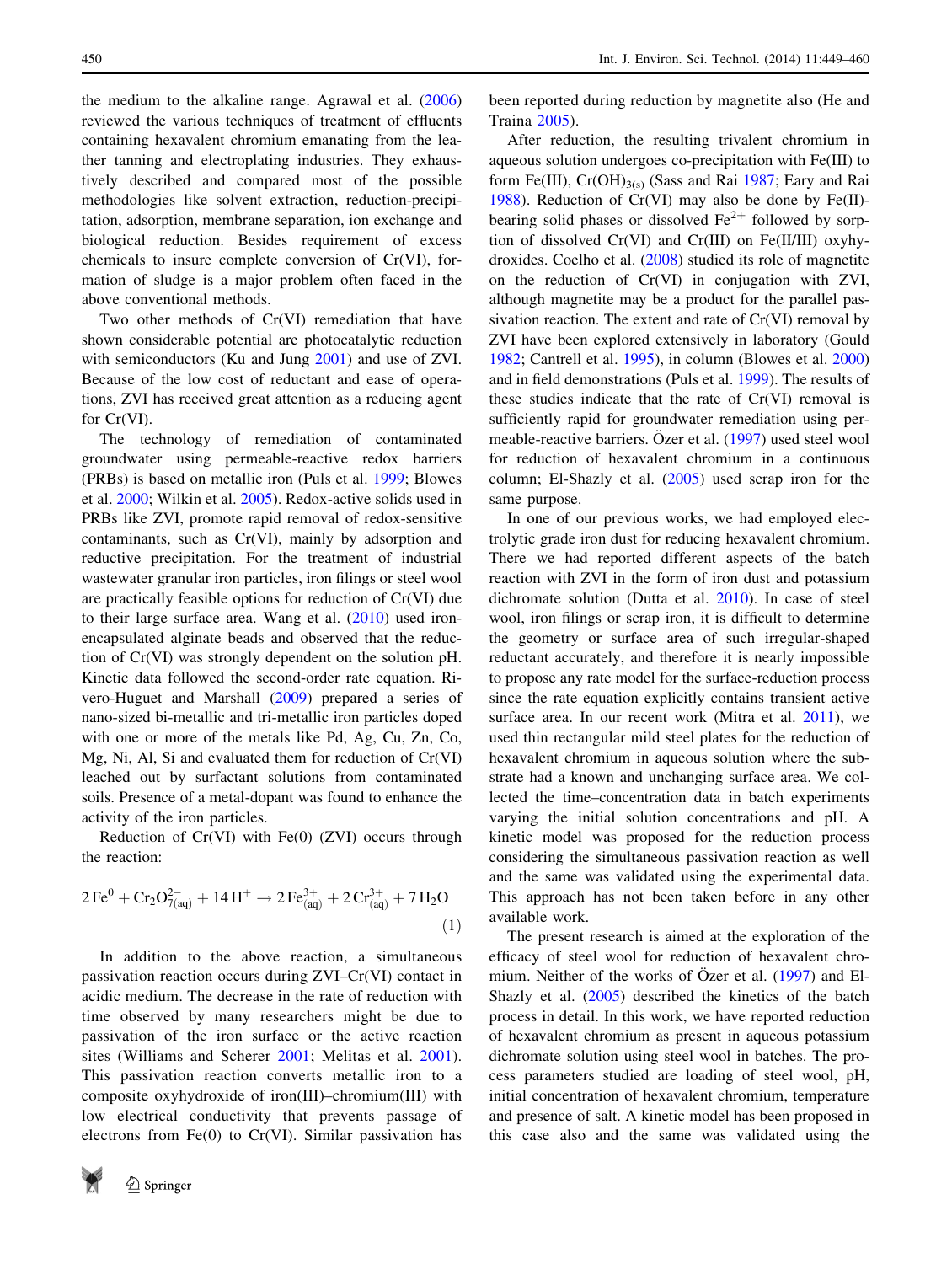the medium to the alkaline range. Agrawal et al. (2006) reviewed the various techniques of treatment of effluents containing hexavalent chromium emanating from the leather tanning and electroplating industries. They exhaustively described and compared most of the possible methodologies like solvent extraction, reduction-precipitation, adsorption, membrane separation, ion exchange and biological reduction. Besides requirement of excess chemicals to insure complete conversion of Cr(VI), formation of sludge is a major problem often faced in the above conventional methods.

Two other methods of Cr(VI) remediation that have shown considerable potential are photocatalytic reduction with semiconductors (Ku and Jung 2001) and use of ZVI. Because of the low cost of reductant and ease of operations, ZVI has received great attention as a reducing agent for Cr(VI).

The technology of remediation of contaminated groundwater using permeable-reactive redox barriers (PRBs) is based on metallic iron (Puls et al. 1999; Blowes et al. 2000; Wilkin et al. 2005). Redox-active solids used in PRBs like ZVI, promote rapid removal of redox-sensitive contaminants, such as Cr(VI), mainly by adsorption and reductive precipitation. For the treatment of industrial wastewater granular iron particles, iron filings or steel wool are practically feasible options for reduction of Cr(VI) due to their large surface area. Wang et al. (2010) used iron-encapsulated alginate beads and observed that the reduction of Cr(VI) was strongly dependent on the solution pH. Kinetic data followed the second-order rate equation. Rivero-Huguet and Marshall (2009) prepared a series of nano-sized bi-metallic and tri-metallic iron particles doped with one or more of the metals like Pd, Ag, Cu, Zn, Co, Mg, Ni, Al, Si and evaluated them for reduction of Cr(VI) leached out by surfactant solutions from contaminated soils. Presence of a metal-dopant was found to enhance the activity of the iron particles.

Reduction of Cr(VI) with Fe(0) (ZVI) occurs through the reaction:

$$2\,Fe^{0} + Cr_2O^{2-}_{7(aq)} + 14\,H^{+} \rightarrow 2\,Fe^{3+}_{(aq)} + 2\,Cr^{3+}_{(aq)} + 7\,H_2O \tag{1}$$

In addition to the above reaction, a simultaneous passivation reaction occurs during ZVI–Cr(VI) contact in acidic medium. The decrease in the rate of reduction with time observed by many researchers might be due to passivation of the iron surface or the active reaction sites (Williams and Scherer 2001; Melitas et al. 2001). This passivation reaction converts metallic iron to a composite oxyhydroxide of iron(III)–chromium(III) with low electrical conductivity that prevents passage of electrons from Fe(0) to Cr(VI). Similar passivation has been reported during reduction by magnetite also (He and Traina 2005).

After reduction, the resulting trivalent chromium in aqueous solution undergoes co-precipitation with Fe(III) to form Fe(III), $Cr(OH)_{3(s)}$ (Sass and Rai 1987; Eary and Rai 1988). Reduction of Cr(VI) may also be done by Fe(II)-bearing solid phases or dissolved $Fe^{2+}$ followed by sorption of dissolved Cr(VI) and Cr(III) on Fe(II/III) oxyhydroxides. Coelho et al. (2008) studied its role of magnetite on the reduction of Cr(VI) in conjugation with ZVI, although magnetite may be a product for the parallel passivation reaction. The extent and rate of Cr(VI) removal by ZVI have been explored extensively in laboratory (Gould 1982; Cantrell et al. 1995), in column (Blowes et al. 2000) and in field demonstrations (Puls et al. 1999). The results of these studies indicate that the rate of Cr(VI) removal is sufficiently rapid for groundwater remediation using permeable-reactive barriers. Özer et al. (1997) used steel wool for reduction of hexavalent chromium in a continuous column; El-Shazly et al. (2005) used scrap iron for the same purpose.

In one of our previous works, we had employed electrolytic grade iron dust for reducing hexavalent chromium. There we had reported different aspects of the batch reaction with ZVI in the form of iron dust and potassium dichromate solution (Dutta et al. 2010). In case of steel wool, iron filings or scrap iron, it is difficult to determine the geometry or surface area of such irregular-shaped reductant accurately, and therefore it is nearly impossible to propose any rate model for the surface-reduction process since the rate equation explicitly contains transient active surface area. In our recent work (Mitra et al. 2011), we used thin rectangular mild steel plates for the reduction of hexavalent chromium in aqueous solution where the substrate had a known and unchanging surface area. We collected the time–concentration data in batch experiments varying the initial solution concentrations and pH. A kinetic model was proposed for the reduction process considering the simultaneous passivation reaction as well and the same was validated using the experimental data. This approach has not been taken before in any other available work.

The present research is aimed at the exploration of the efficacy of steel wool for reduction of hexavalent chromium. Neither of the works of Özer et al. (1997) and El-Shazly et al. (2005) described the kinetics of the batch process in detail. In this work, we have reported reduction of hexavalent chromium as present in aqueous potassium dichromate solution using steel wool in batches. The process parameters studied are loading of steel wool, pH, initial concentration of hexavalent chromium, temperature and presence of salt. A kinetic model has been proposed in this case also and the same was validated using the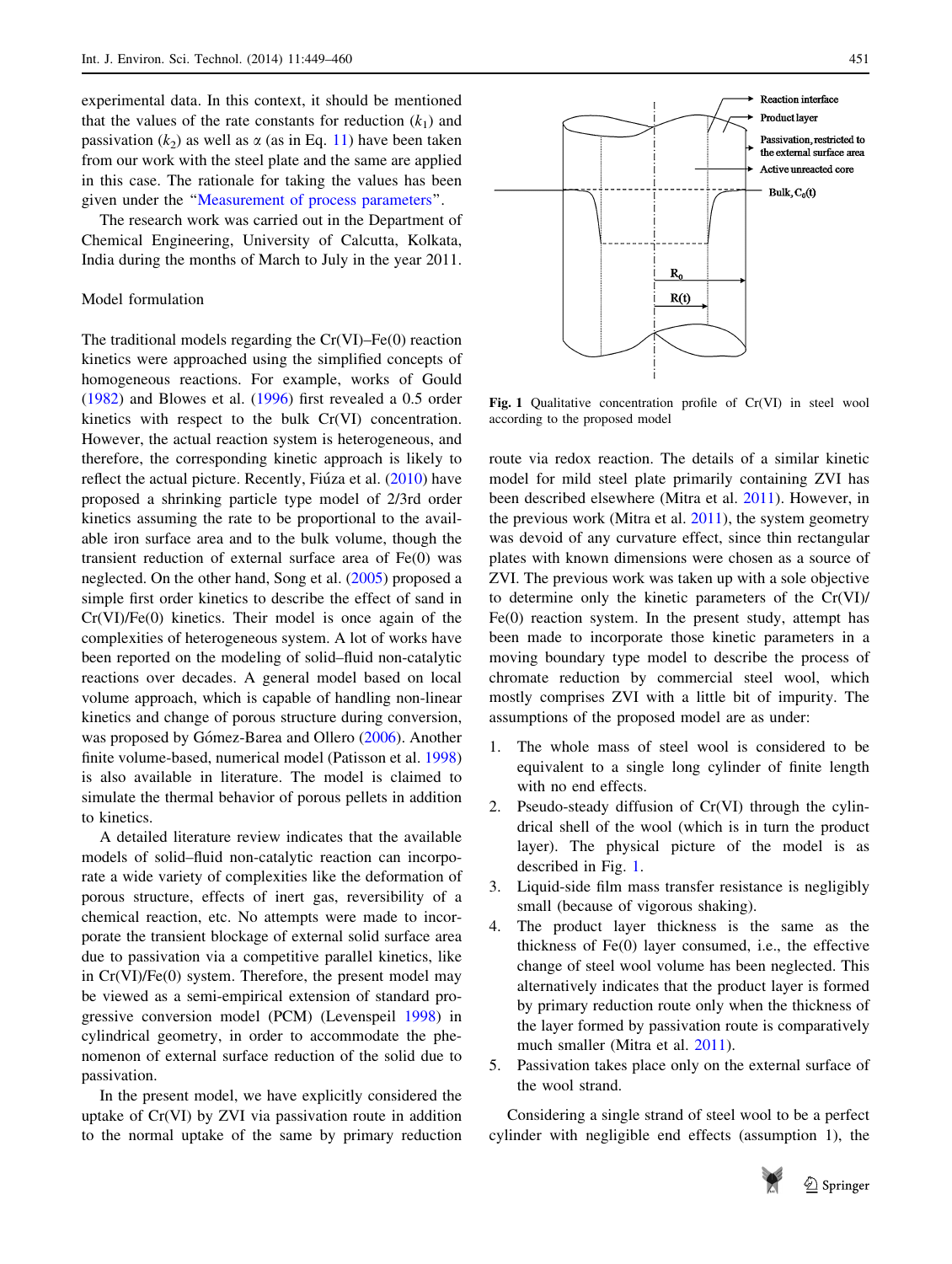experimental data. In this context, it should be mentioned that the values of the rate constants for reduction ($k_1$) and passivation ($k_2$) as well as α (as in Eq. 11) have been taken from our work with the steel plate and the same are applied in this case. The rationale for taking the values has been given under the "Measurement of process parameters".

The research work was carried out in the Department of Chemical Engineering, University of Calcutta, Kolkata, India during the months of March to July in the year 2011.

## Model formulation

The traditional models regarding the Cr(VI)–Fe(0) reaction kinetics were approached using the simplified concepts of homogeneous reactions. For example, works of Gould (1982) and Blowes et al. (1996) first revealed a 0.5 order kinetics with respect to the bulk Cr(VI) concentration. However, the actual reaction system is heterogeneous, and therefore, the corresponding kinetic approach is likely to reflect the actual picture. Recently, Fiúza et al. (2010) have proposed a shrinking particle type model of 2/3rd order kinetics assuming the rate to be proportional to the available iron surface area and to the bulk volume, though the transient reduction of external surface area of Fe(0) was neglected. On the other hand, Song et al. (2005) proposed a simple first order kinetics to describe the effect of sand in Cr(VI)/Fe(0) kinetics. Their model is once again of the complexities of heterogeneous system. A lot of works have been reported on the modeling of solid–fluid non-catalytic reactions over decades. A general model based on local volume approach, which is capable of handling non-linear kinetics and change of porous structure during conversion, was proposed by Gómez-Barea and Ollero (2006). Another finite volume-based, numerical model (Patisson et al. 1998) is also available in literature. The model is claimed to simulate the thermal behavior of porous pellets in addition to kinetics.

A detailed literature review indicates that the available models of solid–fluid non-catalytic reaction can incorporate a wide variety of complexities like the deformation of porous structure, effects of inert gas, reversibility of a chemical reaction, etc. No attempts were made to incorporate the transient blockage of external solid surface area due to passivation via a competitive parallel kinetics, like in Cr(VI)/Fe(0) system. Therefore, the present model may be viewed as a semi-empirical extension of standard progressive conversion model (PCM) (Levenspeil 1998) in cylindrical geometry, in order to accommodate the phenomenon of external surface reduction of the solid due to passivation.

In the present model, we have explicitly considered the uptake of Cr(VI) by ZVI via passivation route in addition to the normal uptake of the same by primary reduction route via redox reaction. The details of a similar kinetic model for mild steel plate primarily containing ZVI has been described elsewhere (Mitra et al. 2011). However, in the previous work (Mitra et al. 2011), the system geometry was devoid of any curvature effect, since thin rectangular plates with known dimensions were chosen as a source of ZVI. The previous work was taken up with a sole objective to determine only the kinetic parameters of the Cr(VI)/Fe(0) reaction system. In the present study, attempt has been made to incorporate those kinetic parameters in a moving boundary type model to describe the process of chromate reduction by commercial steel wool, which mostly comprises ZVI with a little bit of impurity. The assumptions of the proposed model are as under:

1. The whole mass of steel wool is considered to be equivalent to a single long cylinder of finite length with no end effects.
2. Pseudo-steady diffusion of Cr(VI) through the cylindrical shell of the wool (which is in turn the product layer). The physical picture of the model is as described in Fig. 1.
3. Liquid-side film mass transfer resistance is negligibly small (because of vigorous shaking).
4. The product layer thickness is the same as the thickness of Fe(0) layer consumed, i.e., the effective change of steel wool volume has been neglected. This alternatively indicates that the product layer is formed by primary reduction route only when the thickness of the layer formed by passivation route is comparatively much smaller (Mitra et al. 2011).
5. Passivation takes place only on the external surface of the wool strand.

Fig. 1 Qualitative concentration profile of Cr(VI) in steel wool according to the proposed model

Considering a single strand of steel wool to be a perfect cylinder with negligible end effects (assumption 1), the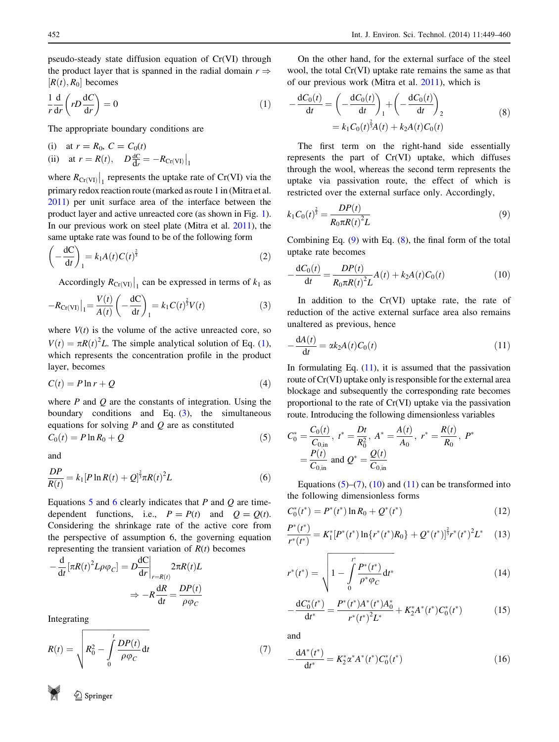pseudo-steady state diffusion equation of Cr(VI) through the product layer that is spanned in the radial domain $r \Rightarrow [R(t), R_0]$ becomes

$$\frac{1}{r}\frac{\mathrm{d}}{\mathrm{d}r}\left(rD\frac{\mathrm{d}C}{\mathrm{d}r}\right) = 0 \tag{1}$$

The appropriate boundary conditions are

(i) at $r = R_0$, $C = C_0(t)$

(ii) at $r = R(t)$, $D\frac{\mathrm{d}C}{\mathrm{d}r} = -R_{\mathrm{Cr(VI)}}\big|_1$

where $R_{\mathrm{Cr(VI)}}\big|_1$ represents the uptake rate of Cr(VI) via the primary redox reaction route (marked as route 1 in (Mitra et al. 2011) per unit surface area of the interface between the product layer and active unreacted core (as shown in Fig. 1). In our previous work on steel plate (Mitra et al. 2011), the same uptake rate was found to be of the following form

$$\left(-\frac{\mathrm{d}C}{\mathrm{d}t}\right)_1 = k_1 A(t) C(t)^{\frac{2}{3}} \tag{2}$$

Accordingly $R_{\mathrm{Cr(VI)}}\big|_1$ can be expressed in terms of $k_1$ as

$$-R_{\mathrm{Cr(VI)}}\big|_1 = \frac{V(t)}{A(t)}\left(-\frac{\mathrm{d}C}{\mathrm{d}t}\right)_1 = k_1 C(t)^{\frac{2}{3}} V(t) \tag{3}$$

where $V(t)$ is the volume of the active unreacted core, so $V(t) = \pi R(t)^2 L$. The simple analytical solution of Eq. (1), which represents the concentration profile in the product layer, becomes

$$C(t) = P\ln r + Q \tag{4}$$

where $P$ and $Q$ are the constants of integration. Using the boundary conditions and Eq. (3), the simultaneous equations for solving $P$ and $Q$ are as constituted

$$C_0(t) = P\ln R_0 + Q \tag{5}$$

and

$$\frac{DP}{R(t)} = k_1[P\ln R(t) + Q]^{\frac{2}{3}}\pi R(t)^2 L \tag{6}$$

Equations 5 and 6 clearly indicates that $P$ and $Q$ are time-dependent functions, i.e., $P = P(t)$ and $Q = Q(t)$. Considering the shrinkage rate of the active core from the perspective of assumption 6, the governing equation representing the transient variation of $R(t)$ becomes

$$-\frac{\mathrm{d}}{\mathrm{d}t}\left[\pi R(t)^2 L\rho\varphi_C\right] = D\frac{\mathrm{d}C}{\mathrm{d}r}\bigg|_{r=R(t)} 2\pi R(t)L$$
$$\Rightarrow -R\frac{\mathrm{d}R}{\mathrm{d}t} = \frac{DP(t)}{\rho\varphi_C}$$

Integrating

$$R(t) = \sqrt{R_0^2 - \int_0^t \frac{DP(t)}{\rho\varphi_C}\mathrm{d}t} \tag{7}$$

On the other hand, for the external surface of the steel wool, the total Cr(VI) uptake rate remains the same as that of our previous work (Mitra et al. 2011), which is

$$-\frac{\mathrm{d}C_0(t)}{\mathrm{d}t} = \left(-\frac{\mathrm{d}C_0(t)}{\mathrm{d}t}\right)_1 + \left(-\frac{\mathrm{d}C_0(t)}{\mathrm{d}t}\right)_2 = k_1 C_0(t)^{\frac{2}{3}} A(t) + k_2 A(t) C_0(t) \tag{8}$$

The first term on the right-hand side essentially represents the part of Cr(VI) uptake, which diffuses through the wool, whereas the second term represents the uptake via passivation route, the effect of which is restricted over the external surface only. Accordingly,

$$k_1 C_0(t)^{\frac{2}{3}} = \frac{DP(t)}{R_0\pi R(t)^2 L} \tag{9}$$

Combining Eq. (9) with Eq. (8), the final form of the total uptake rate becomes

$$-\frac{\mathrm{d}C_0(t)}{\mathrm{d}t} = \frac{DP(t)}{R_0\pi R(t)^2 L}A(t) + k_2 A(t) C_0(t) \tag{10}$$

In addition to the Cr(VI) uptake rate, the rate of reduction of the active external surface area also remains unaltered as previous, hence

$$-\frac{\mathrm{d}A(t)}{\mathrm{d}t} = \alpha k_2 A(t) C_0(t) \tag{11}$$

In formulating Eq. (11), it is assumed that the passivation route of Cr(VI) uptake only is responsible for the external area blockage and subsequently the corresponding rate becomes proportional to the rate of Cr(VI) uptake via the passivation route. Introducing the following dimensionless variables

$$C_0^* = \frac{C_0(t)}{C_{0,\mathrm{in}}},\ t^* = \frac{Dt}{R_0^2},\ A^* = \frac{A(t)}{A_0},\ r^* = \frac{R(t)}{R_0},\ P^* = \frac{P(t)}{C_{0,\mathrm{in}}} \text{ and } Q^* = \frac{Q(t)}{C_{0,\mathrm{in}}}$$

Equations (5)–(7), (10) and (11) can be transformed into the following dimensionless forms

$$C_0^*(t^*) = P^*(t^*)\ln R_0 + Q^*(t^*) \tag{12}$$

$$\frac{P^*(t^*)}{r^*(t^*)} = K_1^*\left[P^*(t^*)\ln\{r^*(t^*)R_0\} + Q^*(t^*)\right]^{\frac{2}{3}} r^*(t^*)^2 L^* \tag{13}$$

$$r^*(t^*) = \sqrt{1 - \int_0^{t^*} \frac{P^*(t^*)}{\rho^*\varphi_C}\mathrm{d}t^*} \tag{14}$$

$$-\frac{\mathrm{d}C_0^*(t^*)}{\mathrm{d}t^*} = \frac{P^*(t^*)A^*(t^*)A_0^*}{r^*(t^*)^2 L^*} + K_2^* A^*(t^*) C_0^*(t^*) \tag{15}$$

and

$$-\frac{\mathrm{d}A^*(t^*)}{\mathrm{d}t^*} = K_2^*\alpha^* A^*(t^*) C_0^*(t^*) \tag{16}$$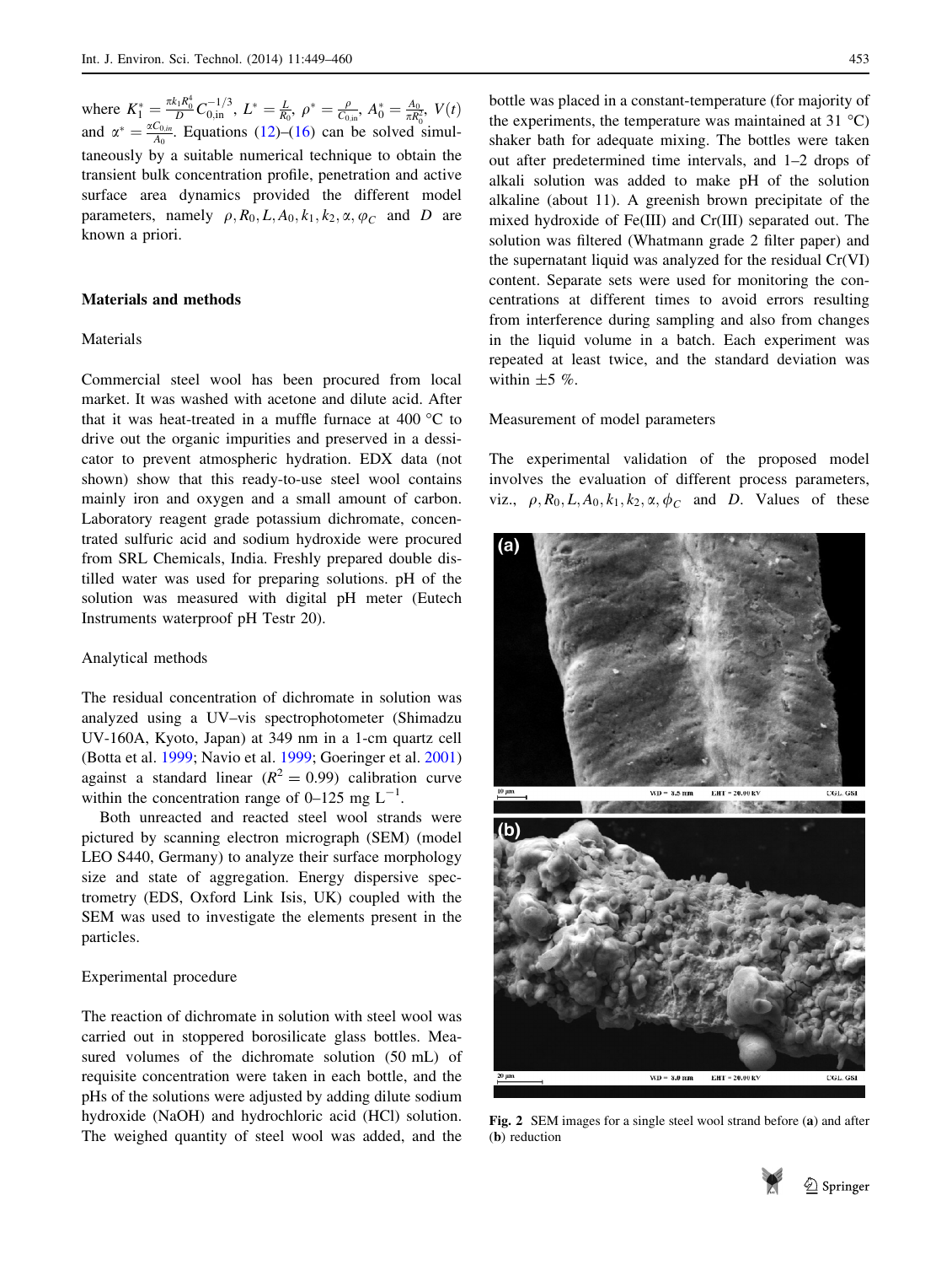where $K_1^* = \frac{\pi k_1 R_0^4}{D} C_{0,\text{in}}^{-1/3}$, $L^* = \frac{L}{R_0}$, $\rho^* = \frac{\rho}{C_{0,\text{in}}}$, $A_0^* = \frac{A_0}{\pi R_0^2}$, $V(t)$ and $\alpha^* = \frac{\alpha C_{0,in}}{A_0}$. Equations (12)–(16) can be solved simultaneously by a suitable numerical technique to obtain the transient bulk concentration profile, penetration and active surface area dynamics provided the different model parameters, namely $\rho, R_0, L, A_0, k_1, k_2, \alpha, \varphi_C$ and $D$ are known a priori.

## Materials and methods

### Materials

Commercial steel wool has been procured from local market. It was washed with acetone and dilute acid. After that it was heat-treated in a muffle furnace at 400 °C to drive out the organic impurities and preserved in a dessicator to prevent atmospheric hydration. EDX data (not shown) show that this ready-to-use steel wool contains mainly iron and oxygen and a small amount of carbon. Laboratory reagent grade potassium dichromate, concentrated sulfuric acid and sodium hydroxide were procured from SRL Chemicals, India. Freshly prepared double distilled water was used for preparing solutions. pH of the solution was measured with digital pH meter (Eutech Instruments waterproof pH Testr 20).

### Analytical methods

The residual concentration of dichromate in solution was analyzed using a UV–vis spectrophotometer (Shimadzu UV-160A, Kyoto, Japan) at 349 nm in a 1-cm quartz cell (Botta et al. 1999; Navio et al. 1999; Goeringer et al. 2001) against a standard linear ($R^2 = 0.99$) calibration curve within the concentration range of 0–125 mg $L^{-1}$.

Both unreacted and reacted steel wool strands were pictured by scanning electron micrograph (SEM) (model LEO S440, Germany) to analyze their surface morphology size and state of aggregation. Energy dispersive spectrometry (EDS, Oxford Link Isis, UK) coupled with the SEM was used to investigate the elements present in the particles.

### Experimental procedure

The reaction of dichromate in solution with steel wool was carried out in stoppered borosilicate glass bottles. Measured volumes of the dichromate solution (50 mL) of requisite concentration were taken in each bottle, and the pHs of the solutions were adjusted by adding dilute sodium hydroxide (NaOH) and hydrochloric acid (HCl) solution. The weighed quantity of steel wool was added, and the bottle was placed in a constant-temperature (for majority of the experiments, the temperature was maintained at 31 °C) shaker bath for adequate mixing. The bottles were taken out after predetermined time intervals, and 1–2 drops of alkali solution was added to make pH of the solution alkaline (about 11). A greenish brown precipitate of the mixed hydroxide of Fe(III) and Cr(III) separated out. The solution was filtered (Whatmann grade 2 filter paper) and the supernatant liquid was analyzed for the residual Cr(VI) content. Separate sets were used for monitoring the concentrations at different times to avoid errors resulting from interference during sampling and also from changes in the liquid volume in a batch. Each experiment was repeated at least twice, and the standard deviation was within ±5 %.

### Measurement of model parameters

The experimental validation of the proposed model involves the evaluation of different process parameters, viz., $\rho, R_0, L, A_0, k_1, k_2, \alpha, \phi_C$ and $D$. Values of these

Fig. 2 SEM images for a single steel wool strand before (a) and after (b) reduction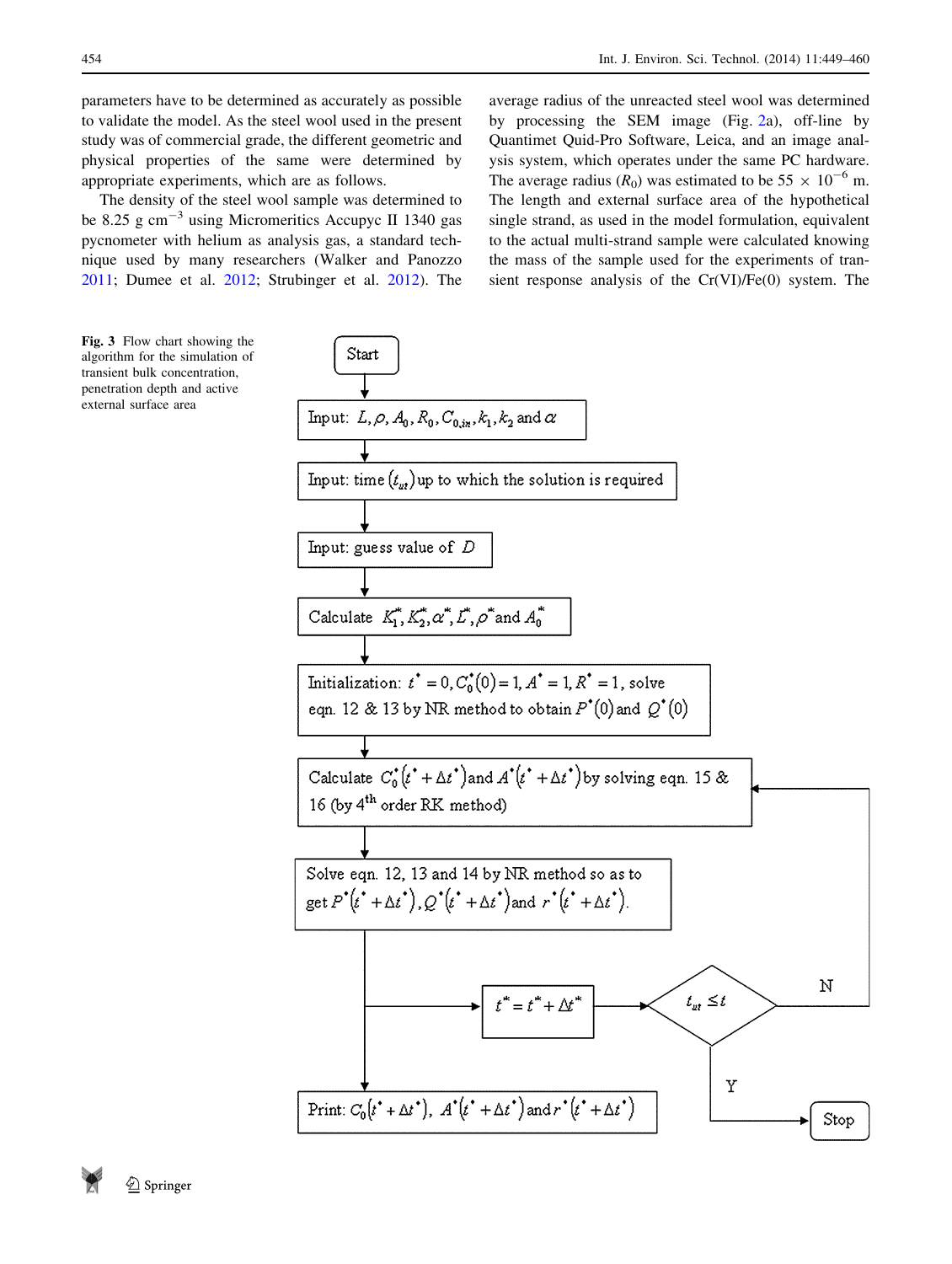parameters have to be determined as accurately as possible to validate the model. As the steel wool used in the present study was of commercial grade, the different geometric and physical properties of the same were determined by appropriate experiments, which are as follows.

The density of the steel wool sample was determined to be 8.25 g $cm^{-3}$ using Micromeritics Accupyc II 1340 gas pycnometer with helium as analysis gas, a standard technique used by many researchers (Walker and Panozzo 2011; Dumee et al. 2012; Strubinger et al. 2012). The average radius of the unreacted steel wool was determined by processing the SEM image (Fig. 2a), off-line by Quantimet Quid-Pro Software, Leica, and an image analysis system, which operates under the same PC hardware. The average radius ($R_0$) was estimated to be $55 \times 10^{-6}$ m. The length and external surface area of the hypothetical single strand, as used in the model formulation, equivalent to the actual multi-strand sample were calculated knowing the mass of the sample used for the experiments of transient response analysis of the Cr(VI)/Fe(0) system. The

```
Start
  ↓
Input: L, ρ, A0, R0, C0,in, k1, k2 and α
  ↓
Input: time (t_ut) up to which the solution is required
  ↓
Input: guess value of D
  ↓
Calculate K1*, K2*, α*, L*, ρ* and A0*
  ↓
Initialization: t* = 0, C0*(0) = 1, A* = 1, R* = 1, solve
eqn. 12 & 13 by NR method to obtain P*(0) and Q*(0)
  ↓
Calculate C0*(t* + Δt*) and A*(t* + Δt*) by solving eqn. 15 &   ←──┐
16 (by 4th order RK method)                                        │
  ↓                                                                │
Solve eqn. 12, 13 and 14 by NR method so as to                     │
get P*(t* + Δt*), Q*(t* + Δt*) and r*(t* + Δt*).                   │
  ↓                                                                │
  ├──→ t* = t* + Δt* ──→ < t_ut ≤ t > ──N────────────────────────────┘
  ↓                           │ Y
Print: C0(t* + Δt*), A*(t* + Δt*) and r*(t* + Δt*)      └──→ Stop
```

**Fig. 3** Flow chart showing the algorithm for the simulation of transient bulk concentration, penetration depth and active external surface area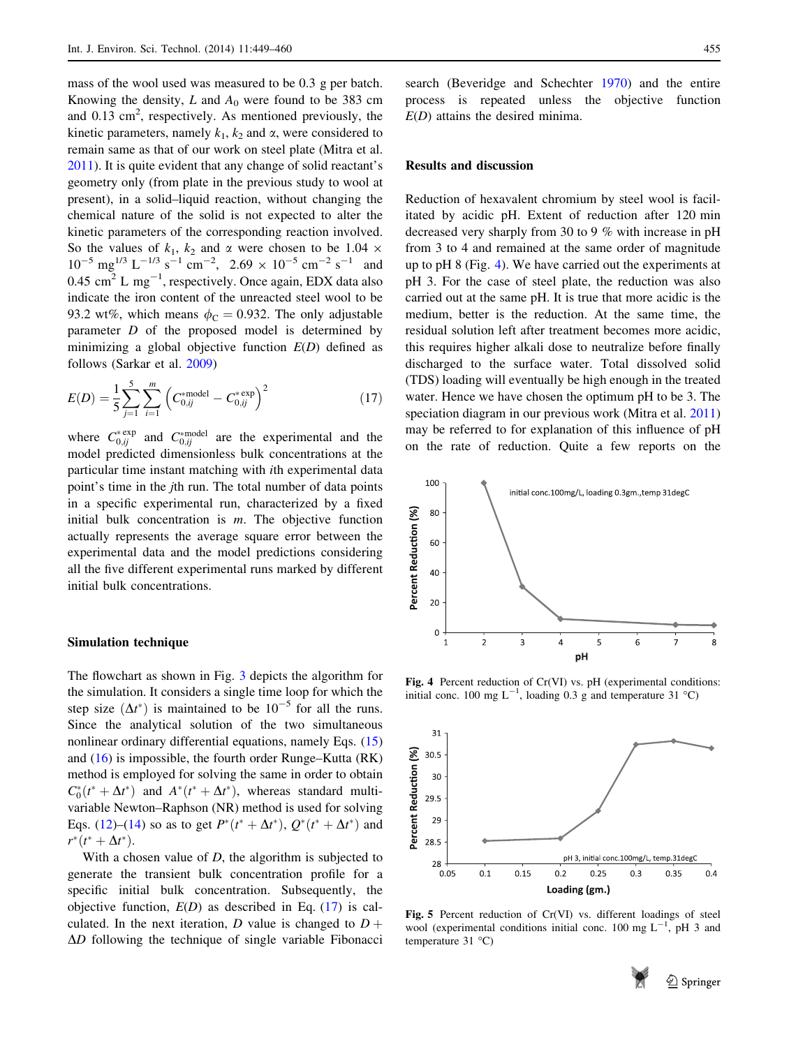mass of the wool used was measured to be 0.3 g per batch. Knowing the density, $L$ and $A_0$ were found to be 383 cm and 0.13 $cm^2$, respectively. As mentioned previously, the kinetic parameters, namely $k_1$, $k_2$ and $\alpha$, were considered to remain same as that of our work on steel plate (Mitra et al. 2011). It is quite evident that any change of solid reactant's geometry only (from plate in the previous study to wool at present), in a solid–liquid reaction, without changing the chemical nature of the solid is not expected to alter the kinetic parameters of the corresponding reaction involved. So the values of $k_1$, $k_2$ and $\alpha$ were chosen to be $1.04 \times 10^{-5}$ $mg^{1/3}$ $L^{-1/3}$ $s^{-1}$ $cm^{-2}$, $2.69 \times 10^{-5}$ $cm^{-2}$ $s^{-1}$ and 0.45 $cm^2$ L $mg^{-1}$, respectively. Once again, EDX data also indicate the iron content of the unreacted steel wool to be 93.2 wt%, which means $\phi_C = 0.932$. The only adjustable parameter $D$ of the proposed model is determined by minimizing a global objective function $E(D)$ defined as follows (Sarkar et al. 2009)

$$E(D) = \frac{1}{5}\sum_{j=1}^{5}\sum_{i=1}^{m}\left(C_{0,ij}^{*\text{model}} - C_{0,ij}^{*\text{exp}}\right)^2 \tag{17}$$

where $C_{0,ij}^{*\text{exp}}$ and $C_{0,ij}^{*\text{model}}$ are the experimental and the model predicted dimensionless bulk concentrations at the particular time instant matching with $i$th experimental data point's time in the $j$th run. The total number of data points in a specific experimental run, characterized by a fixed initial bulk concentration is $m$. The objective function actually represents the average square error between the experimental data and the model predictions considering all the five different experimental runs marked by different initial bulk concentrations.

## Simulation technique

The flowchart as shown in Fig. 3 depicts the algorithm for the simulation. It considers a single time loop for which the step size $(\Delta t^*)$ is maintained to be $10^{-5}$ for all the runs. Since the analytical solution of the two simultaneous nonlinear ordinary differential equations, namely Eqs. (15) and (16) is impossible, the fourth order Runge–Kutta (RK) method is employed for solving the same in order to obtain $C_0^*(t^* + \Delta t^*)$ and $A^*(t^* + \Delta t^*)$, whereas standard multivariable Newton–Raphson (NR) method is used for solving Eqs. (12)–(14) so as to get $P^*(t^* + \Delta t^*)$, $Q^*(t^* + \Delta t^*)$ and $r^*(t^* + \Delta t^*)$.

With a chosen value of $D$, the algorithm is subjected to generate the transient bulk concentration profile for a specific initial bulk concentration. Subsequently, the objective function, $E(D)$ as described in Eq. (17) is calculated. In the next iteration, $D$ value is changed to $D + \Delta D$ following the technique of single variable Fibonacci search (Beveridge and Schechter 1970) and the entire process is repeated unless the objective function $E(D)$ attains the desired minima.

## Results and discussion

Reduction of hexavalent chromium by steel wool is facilitated by acidic pH. Extent of reduction after 120 min decreased very sharply from 30 to 9 % with increase in pH from 3 to 4 and remained at the same order of magnitude up to pH 8 (Fig. 4). We have carried out the experiments at pH 3. For the case of steel plate, the reduction was also carried out at the same pH. It is true that more acidic is the medium, better is the reduction. At the same time, the residual solution left after treatment becomes more acidic, this requires higher alkali dose to neutralize before finally discharged to the surface water. Total dissolved solid (TDS) loading will eventually be high enough in the treated water. Hence we have chosen the optimum pH to be 3. The speciation diagram in our previous work (Mitra et al. 2011) may be referred to for explanation of this influence of pH on the rate of reduction. Quite a few reports on the

**Fig. 4** Percent reduction of Cr(VI) vs. pH (experimental conditions: initial conc. 100 mg $L^{-1}$, loading 0.3 g and temperature 31 °C)

**Fig. 5** Percent reduction of Cr(VI) vs. different loadings of steel wool (experimental conditions initial conc. 100 mg $L^{-1}$, pH 3 and temperature 31 °C)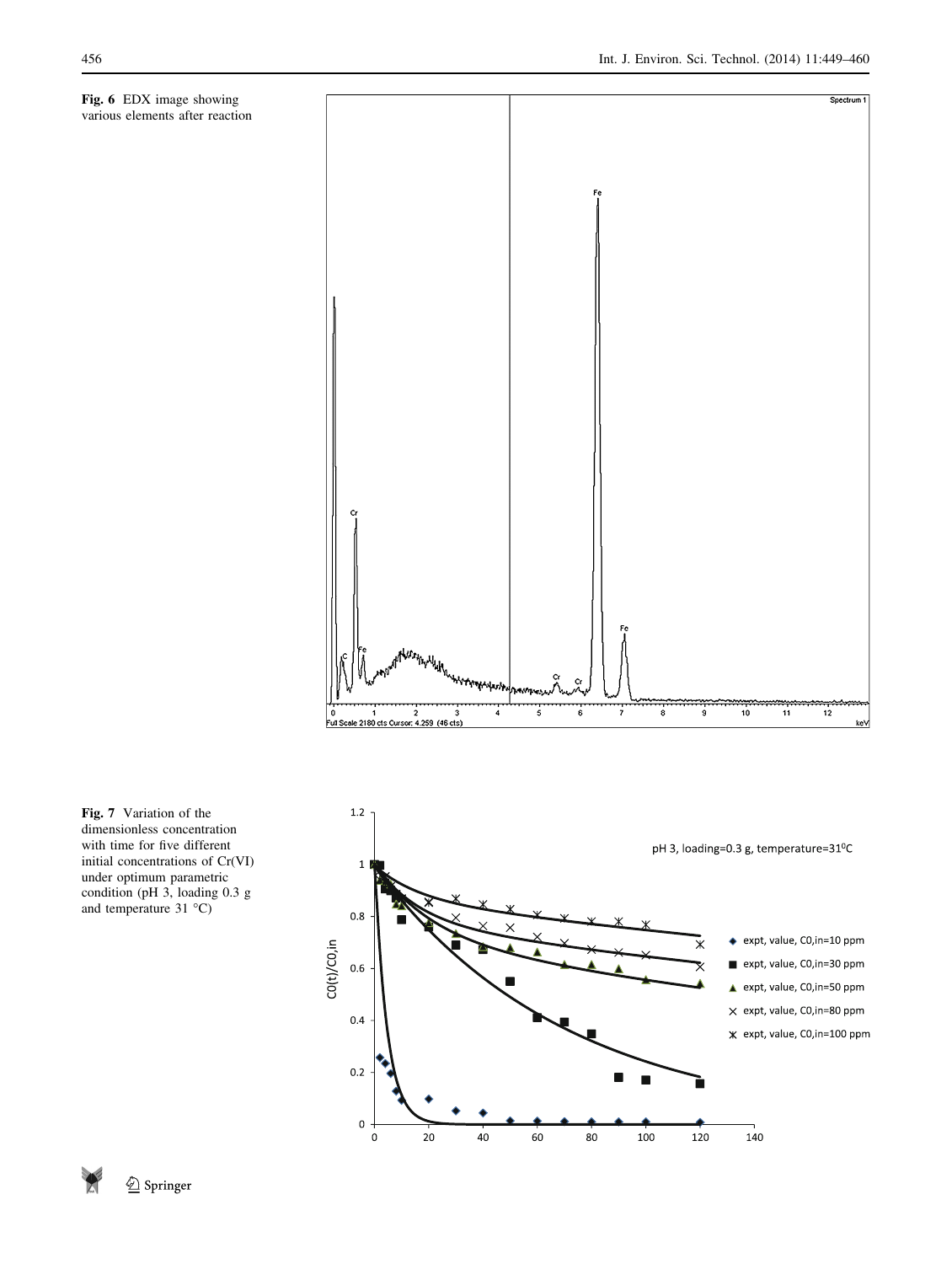**Fig. 6** EDX image showing various elements after reaction

**Fig. 7** Variation of the dimensionless concentration with time for five different initial concentrations of Cr(VI) under optimum parametric condition (pH 3, loading 0.3 g and temperature 31 °C)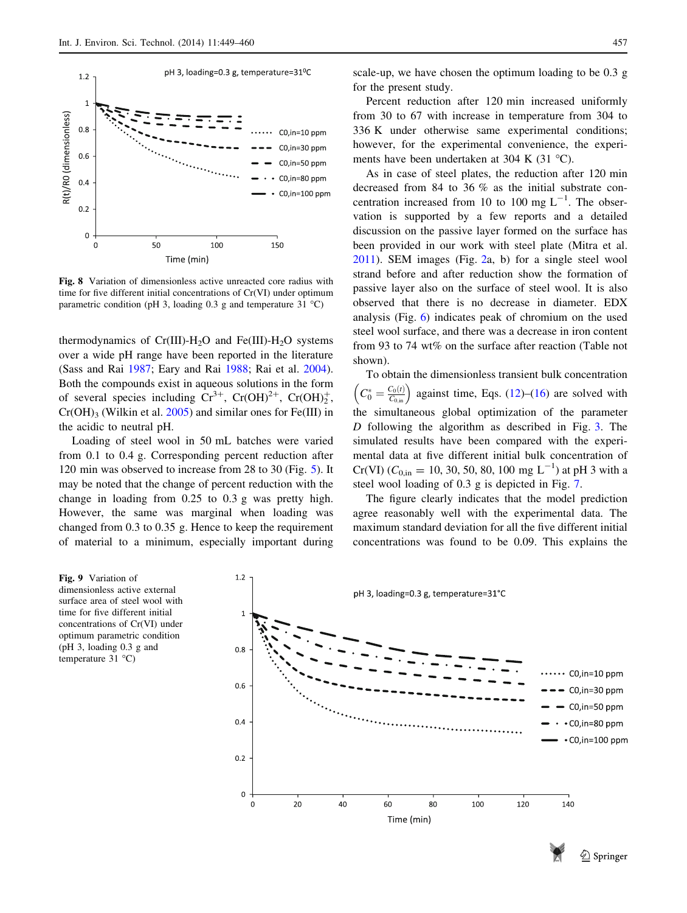Fig. 8 Variation of dimensionless active unreacted core radius with time for five different initial concentrations of Cr(VI) under optimum parametric condition (pH 3, loading 0.3 g and temperature 31 °C)

thermodynamics of Cr(III)-$H_2O$ and Fe(III)-$H_2O$ systems over a wide pH range have been reported in the literature (Sass and Rai 1987; Eary and Rai 1988; Rai et al. 2004). Both the compounds exist in aqueous solutions in the form of several species including $Cr^{3+}$, $Cr(OH)^{2+}$, $Cr(OH)_2^{+}$, $Cr(OH)_3$ (Wilkin et al. 2005) and similar ones for Fe(III) in the acidic to neutral pH.

Loading of steel wool in 50 mL batches were varied from 0.1 to 0.4 g. Corresponding percent reduction after 120 min was observed to increase from 28 to 30 (Fig. 5). It may be noted that the change of percent reduction with the change in loading from 0.25 to 0.3 g was pretty high. However, the same was marginal when loading was changed from 0.3 to 0.35 g. Hence to keep the requirement of material to a minimum, especially important during scale-up, we have chosen the optimum loading to be 0.3 g for the present study.

Percent reduction after 120 min increased uniformly from 30 to 67 with increase in temperature from 304 to 336 K under otherwise same experimental conditions; however, for the experimental convenience, the experiments have been undertaken at 304 K (31 °C).

As in case of steel plates, the reduction after 120 min decreased from 84 to 36 % as the initial substrate concentration increased from 10 to 100 mg $L^{-1}$. The observation is supported by a few reports and a detailed discussion on the passive layer formed on the surface has been provided in our work with steel plate (Mitra et al. 2011). SEM images (Fig. 2a, b) for a single steel wool strand before and after reduction show the formation of passive layer also on the surface of steel wool. It is also observed that there is no decrease in diameter. EDX analysis (Fig. 6) indicates peak of chromium on the used steel wool surface, and there was a decrease in iron content from 93 to 74 wt% on the surface after reaction (Table not shown).

To obtain the dimensionless transient bulk concentration $\left(C_0^* = \frac{C_0(t)}{C_{0,\text{in}}}\right)$ against time, Eqs. (12)–(16) are solved with the simultaneous global optimization of the parameter $D$ following the algorithm as described in Fig. 3. The simulated results have been compared with the experimental data at five different initial bulk concentration of Cr(VI) ($C_{0,\text{in}}$ = 10, 30, 50, 80, 100 mg $L^{-1}$) at pH 3 with a steel wool loading of 0.3 g is depicted in Fig. 7.

The figure clearly indicates that the model prediction agree reasonably well with the experimental data. The maximum standard deviation for all the five different initial concentrations was found to be 0.09. This explains the

Fig. 9 Variation of dimensionless active external surface area of steel wool with time for five different initial concentrations of Cr(VI) under optimum parametric condition (pH 3, loading 0.3 g and temperature 31 °C)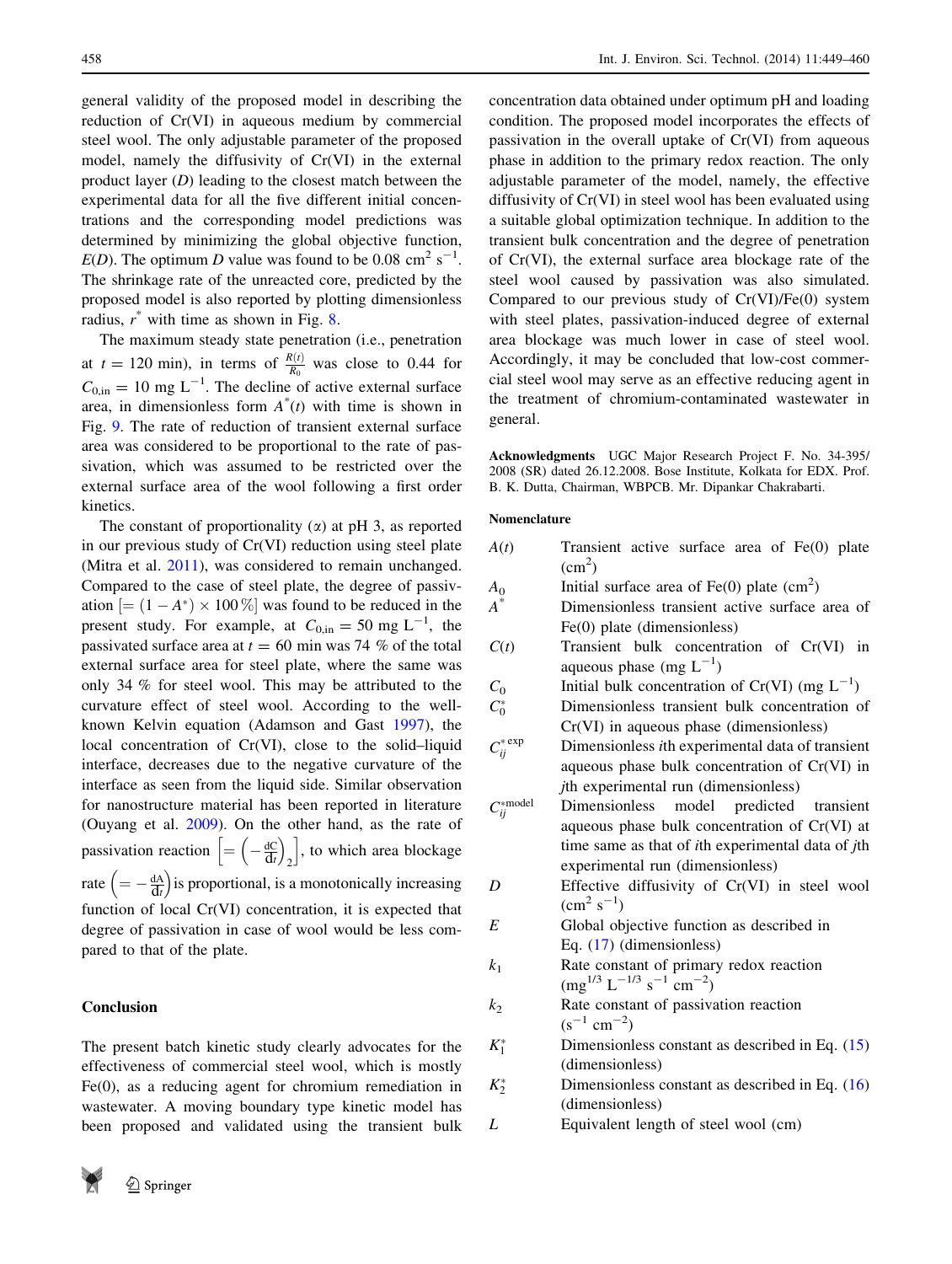general validity of the proposed model in describing the reduction of Cr(VI) in aqueous medium by commercial steel wool. The only adjustable parameter of the proposed model, namely the diffusivity of Cr(VI) in the external product layer ($D$) leading to the closest match between the experimental data for all the five different initial concentrations and the corresponding model predictions was determined by minimizing the global objective function, $E(D)$. The optimum $D$ value was found to be 0.08 $cm^2\ s^{-1}$. The shrinkage rate of the unreacted core, predicted by the proposed model is also reported by plotting dimensionless radius, $r^*$ with time as shown in Fig. 8.

The maximum steady state penetration (i.e., penetration at $t = 120$ min), in terms of $\frac{R(t)}{R_0}$ was close to 0.44 for $C_{0,\text{in}} = 10$ mg $L^{-1}$. The decline of active external surface area, in dimensionless form $A^*(t)$ with time is shown in Fig. 9. The rate of reduction of transient external surface area was considered to be proportional to the rate of passivation, which was assumed to be restricted over the external surface area of the wool following a first order kinetics.

The constant of proportionality ($\alpha$) at pH 3, as reported in our previous study of Cr(VI) reduction using steel plate (Mitra et al. 2011), was considered to remain unchanged. Compared to the case of steel plate, the degree of passivation [$= (1 - A^*) \times 100\,\%$] was found to be reduced in the present study. For example, at $C_{0,\text{in}} = 50$ mg $L^{-1}$, the passivated surface area at $t = 60$ min was 74 % of the total external surface area for steel plate, where the same was only 34 % for steel wool. This may be attributed to the curvature effect of steel wool. According to the well-known Kelvin equation (Adamson and Gast 1997), the local concentration of Cr(VI), close to the solid–liquid interface, decreases due to the negative curvature of the interface as seen from the liquid side. Similar observation for nanostructure material has been reported in literature (Ouyang et al. 2009). On the other hand, as the rate of passivation reaction $\left[= \left(-\frac{dC}{dt}\right)_2\right]$, to which area blockage rate $\left(= -\frac{dA}{dt}\right)$ is proportional, is a monotonically increasing function of local Cr(VI) concentration, it is expected that degree of passivation in case of wool would be less compared to that of the plate.

## Conclusion

The present batch kinetic study clearly advocates for the effectiveness of commercial steel wool, which is mostly Fe(0), as a reducing agent for chromium remediation in wastewater. A moving boundary type kinetic model has been proposed and validated using the transient bulk concentration data obtained under optimum pH and loading condition. The proposed model incorporates the effects of passivation in the overall uptake of Cr(VI) from aqueous phase in addition to the primary redox reaction. The only adjustable parameter of the model, namely, the effective diffusivity of Cr(VI) in steel wool has been evaluated using a suitable global optimization technique. In addition to the transient bulk concentration and the degree of penetration of Cr(VI), the external surface area blockage rate of the steel wool caused by passivation was also simulated. Compared to our previous study of Cr(VI)/Fe(0) system with steel plates, passivation-induced degree of external area blockage was much lower in case of steel wool. Accordingly, it may be concluded that low-cost commercial steel wool may serve as an effective reducing agent in the treatment of chromium-contaminated wastewater in general.

**Acknowledgments** UGC Major Research Project F. No. 34-395/2008 (SR) dated 26.12.2008. Bose Institute, Kolkata for EDX. Prof. B. K. Dutta, Chairman, WBPCB. Mr. Dipankar Chakrabarti.

### Nomenclature

| | |
|---|---|
| $A(t)$ | Transient active surface area of Fe(0) plate ($cm^2$) |
| $A_0$ | Initial surface area of Fe(0) plate ($cm^2$) |
| $A^*$ | Dimensionless transient active surface area of Fe(0) plate (dimensionless) |
| $C(t)$ | Transient bulk concentration of Cr(VI) in aqueous phase (mg $L^{-1}$) |
| $C_0$ | Initial bulk concentration of Cr(VI) (mg $L^{-1}$) |
| $C_0^*$ | Dimensionless transient bulk concentration of Cr(VI) in aqueous phase (dimensionless) |
| $C_{ij}^{*\exp}$ | Dimensionless $i$th experimental data of transient aqueous phase bulk concentration of Cr(VI) in $j$th experimental run (dimensionless) |
| $C_{ij}^{*\text{model}}$ | Dimensionless model predicted transient aqueous phase bulk concentration of Cr(VI) at time same as that of $i$th experimental data of $j$th experimental run (dimensionless) |
| $D$ | Effective diffusivity of Cr(VI) in steel wool ($cm^2\ s^{-1}$) |
| $E$ | Global objective function as described in Eq. (17) (dimensionless) |
| $k_1$ | Rate constant of primary redox reaction ($mg^{1/3}\ L^{-1/3}\ s^{-1}\ cm^{-2}$) |
| $k_2$ | Rate constant of passivation reaction ($s^{-1}\ cm^{-2}$) |
| $K_1^*$ | Dimensionless constant as described in Eq. (15) (dimensionless) |
| $K_2^*$ | Dimensionless constant as described in Eq. (16) (dimensionless) |
| $L$ | Equivalent length of steel wool (cm) |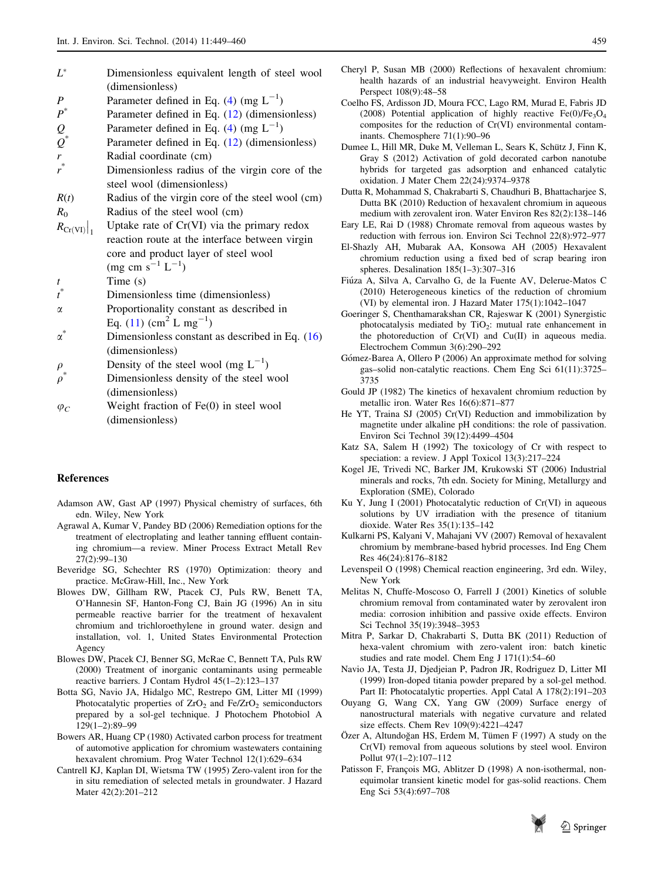| | |
|---|---|
| $L^*$ | Dimensionless equivalent length of steel wool (dimensionless) |
| $P$ | Parameter defined in Eq. (4) (mg $L^{-1}$) |
| $P^*$ | Parameter defined in Eq. (12) (dimensionless) |
| $Q$ | Parameter defined in Eq. (4) (mg $L^{-1}$) |
| $Q^*$ | Parameter defined in Eq. (12) (dimensionless) |
| $r$ | Radial coordinate (cm) |
| $r^*$ | Dimensionless radius of the virgin core of the steel wool (dimensionless) |
| $R(t)$ | Radius of the virgin core of the steel wool (cm) |
| $R_0$ | Radius of the steel wool (cm) |
| $R_{Cr(VI)}\big\|_1$ | Uptake rate of Cr(VI) via the primary redox reaction route at the interface between virgin core and product layer of steel wool (mg cm $s^{-1}$ $L^{-1}$) |
| $t$ | Time (s) |
| $t^*$ | Dimensionless time (dimensionless) |
| $\alpha$ | Proportionality constant as described in Eq. (11) ($cm^2$ L $mg^{-1}$) |
| $\alpha^*$ | Dimensionless constant as described in Eq. (16) (dimensionless) |
| $\rho$ | Density of the steel wool (mg $L^{-1}$) |
| $\rho^*$ | Dimensionless density of the steel wool (dimensionless) |
| $\varphi_C$ | Weight fraction of Fe(0) in steel wool (dimensionless) |

## References

Adamson AW, Gast AP (1997) Physical chemistry of surfaces, 6th edn. Wiley, New York

Agrawal A, Kumar V, Pandey BD (2006) Remediation options for the treatment of electroplating and leather tanning effluent containing chromium—a review. Miner Process Extract Metall Rev 27(2):99–130

Beveridge SG, Schechter RS (1970) Optimization: theory and practice. McGraw-Hill, Inc., New York

Blowes DW, Gillham RW, Ptacek CJ, Puls RW, Benett TA, O'Hannesin SF, Hanton-Fong CJ, Bain JG (1996) An in situ permeable reactive barrier for the treatment of hexavalent chromium and trichloroethylene in ground water. design and installation, vol. 1, United States Environmental Protection Agency

Blowes DW, Ptacek CJ, Benner SG, McRae C, Bennett TA, Puls RW (2000) Treatment of inorganic contaminants using permeable reactive barriers. J Contam Hydrol 45(1–2):123–137

Botta SG, Navio JA, Hidalgo MC, Restrepo GM, Litter MI (1999) Photocatalytic properties of $ZrO_2$ and $Fe/ZrO_2$ semiconductors prepared by a sol-gel technique. J Photochem Photobiol A 129(1–2):89–99

Bowers AR, Huang CP (1980) Activated carbon process for treatment of automotive application for chromium wastewaters containing hexavalent chromium. Prog Water Technol 12(1):629–634

Cantrell KJ, Kaplan DI, Wietsma TW (1995) Zero-valent iron for the in situ remediation of selected metals in groundwater. J Hazard Mater 42(2):201–212

Cheryl P, Susan MB (2000) Reflections of hexavalent chromium: health hazards of an industrial heavyweight. Environ Health Perspect 108(9):48–58

Coelho FS, Ardisson JD, Moura FCC, Lago RM, Murad E, Fabris JD (2008) Potential application of highly reactive $Fe(0)/Fe_3O_4$ composites for the reduction of Cr(VI) environmental contaminants. Chemosphere 71(1):90–96

Dumee L, Hill MR, Duke M, Velleman L, Sears K, Schütz J, Finn K, Gray S (2012) Activation of gold decorated carbon nanotube hybrids for targeted gas adsorption and enhanced catalytic oxidation. J Mater Chem 22(24):9374–9378

Dutta R, Mohammad S, Chakrabarti S, Chaudhuri B, Bhattacharjee S, Dutta BK (2010) Reduction of hexavalent chromium in aqueous medium with zerovalent iron. Water Environ Res 82(2):138–146

Eary LE, Rai D (1988) Chromate removal from aqueous wastes by reduction with ferrous ion. Environ Sci Technol 22(8):972–977

El-Shazly AH, Mubarak AA, Konsowa AH (2005) Hexavalent chromium reduction using a fixed bed of scrap bearing iron spheres. Desalination 185(1–3):307–316

Fiúza A, Silva A, Carvalho G, de la Fuente AV, Delerue-Matos C (2010) Heterogeneous kinetics of the reduction of chromium (VI) by elemental iron. J Hazard Mater 175(1):1042–1047

Goeringer S, Chenthamarakshan CR, Rajeswar K (2001) Synergistic photocatalysis mediated by $TiO_2$: mutual rate enhancement in the photoreduction of Cr(VI) and Cu(II) in aqueous media. Electrochem Commun 3(6):290–292

Gómez-Barea A, Ollero P (2006) An approximate method for solving gas–solid non-catalytic reactions. Chem Eng Sci 61(11):3725–3735

Gould JP (1982) The kinetics of hexavalent chromium reduction by metallic iron. Water Res 16(6):871–877

He YT, Traina SJ (2005) Cr(VI) Reduction and immobilization by magnetite under alkaline pH conditions: the role of passivation. Environ Sci Technol 39(12):4499–4504

Katz SA, Salem H (1992) The toxicology of Cr with respect to speciation: a review. J Appl Toxicol 13(3):217–224

Kogel JE, Trivedi NC, Barker JM, Krukowski ST (2006) Industrial minerals and rocks, 7th edn. Society for Mining, Metallurgy and Exploration (SME), Colorado

Ku Y, Jung I (2001) Photocatalytic reduction of Cr(VI) in aqueous solutions by UV irradiation with the presence of titanium dioxide. Water Res 35(1):135–142

Kulkarni PS, Kalyani V, Mahajani VV (2007) Removal of hexavalent chromium by membrane-based hybrid processes. Ind Eng Chem Res 46(24):8176–8182

Levenspeil O (1998) Chemical reaction engineering, 3rd edn. Wiley, New York

Melitas N, Chuffe-Moscoso O, Farrell J (2001) Kinetics of soluble chromium removal from contaminated water by zerovalent iron media: corrosion inhibition and passive oxide effects. Environ Sci Technol 35(19):3948–3953

Mitra P, Sarkar D, Chakrabarti S, Dutta BK (2011) Reduction of hexa-valent chromium with zero-valent iron: batch kinetic studies and rate model. Chem Eng J 171(1):54–60

Navio JA, Testa JJ, Djedjeian P, Padron JR, Rodriguez D, Litter MI (1999) Iron-doped titania powder prepared by a sol-gel method. Part II: Photocatalytic properties. Appl Catal A 178(2):191–203

Ouyang G, Wang CX, Yang GW (2009) Surface energy of nanostructural materials with negative curvature and related size effects. Chem Rev 109(9):4221–4247

Özer A, Altundoğan HS, Erdem M, Tümen F (1997) A study on the Cr(VI) removal from aqueous solutions by steel wool. Environ Pollut 97(1–2):107–112

Patisson F, François MG, Ablitzer D (1998) A non-isothermal, non-equimolar transient kinetic model for gas-solid reactions. Chem Eng Sci 53(4):697–708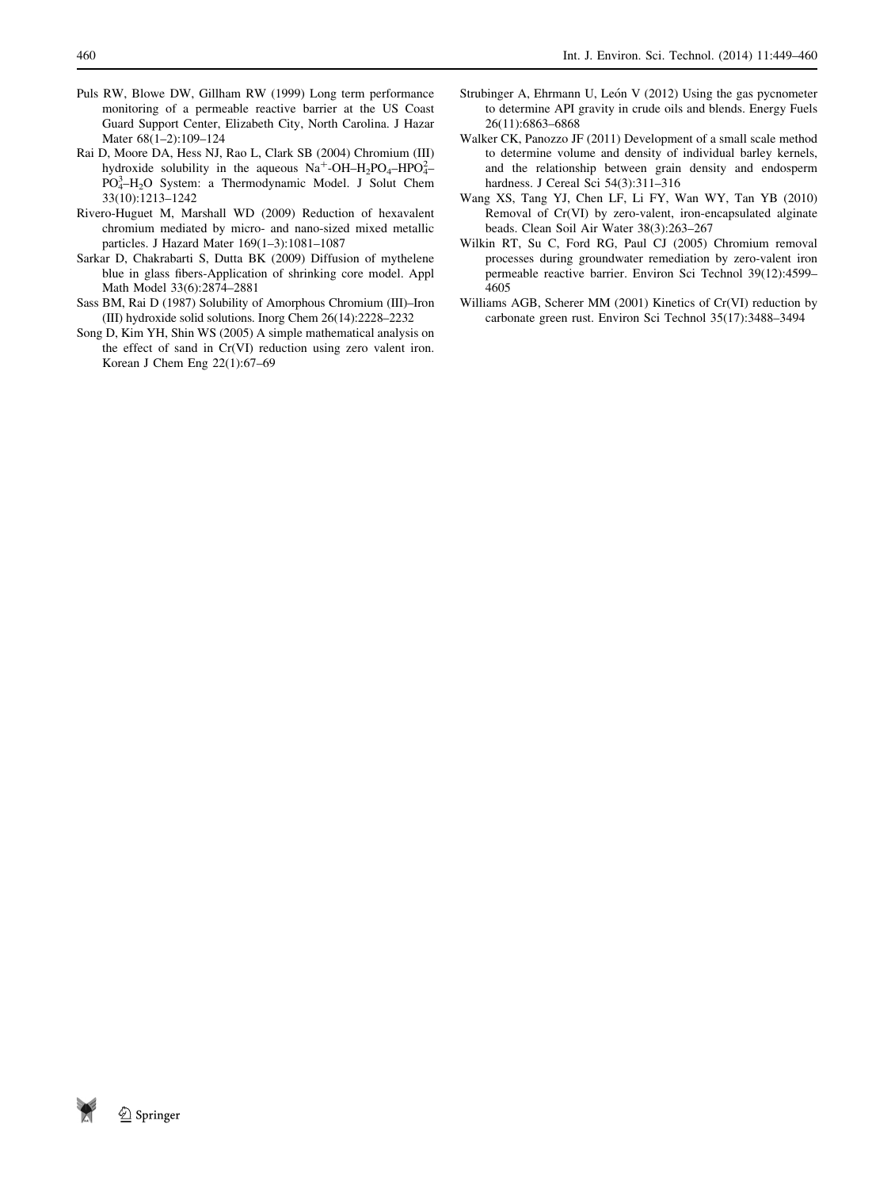Puls RW, Blowe DW, Gillham RW (1999) Long term performance monitoring of a permeable reactive barrier at the US Coast Guard Support Center, Elizabeth City, North Carolina. J Hazar Mater 68(1–2):109–124

Rai D, Moore DA, Hess NJ, Rao L, Clark SB (2004) Chromium (III) hydroxide solubility in the aqueous $Na^{+}$-OH–$H_2PO_4$–$HPO_4^{2}$–$PO_4^{3}$–$H_2O$ System: a Thermodynamic Model. J Solut Chem 33(10):1213–1242

Rivero-Huguet M, Marshall WD (2009) Reduction of hexavalent chromium mediated by micro- and nano-sized mixed metallic particles. J Hazard Mater 169(1–3):1081–1087

Sarkar D, Chakrabarti S, Dutta BK (2009) Diffusion of mythelene blue in glass fibers-Application of shrinking core model. Appl Math Model 33(6):2874–2881

Sass BM, Rai D (1987) Solubility of Amorphous Chromium (III)–Iron (III) hydroxide solid solutions. Inorg Chem 26(14):2228–2232

Song D, Kim YH, Shin WS (2005) A simple mathematical analysis on the effect of sand in Cr(VI) reduction using zero valent iron. Korean J Chem Eng 22(1):67–69

Strubinger A, Ehrmann U, León V (2012) Using the gas pycnometer to determine API gravity in crude oils and blends. Energy Fuels 26(11):6863–6868

Walker CK, Panozzo JF (2011) Development of a small scale method to determine volume and density of individual barley kernels, and the relationship between grain density and endosperm hardness. J Cereal Sci 54(3):311–316

Wang XS, Tang YJ, Chen LF, Li FY, Wan WY, Tan YB (2010) Removal of Cr(VI) by zero-valent, iron-encapsulated alginate beads. Clean Soil Air Water 38(3):263–267

Wilkin RT, Su C, Ford RG, Paul CJ (2005) Chromium removal processes during groundwater remediation by zero-valent iron permeable reactive barrier. Environ Sci Technol 39(12):4599–4605

Williams AGB, Scherer MM (2001) Kinetics of Cr(VI) reduction by carbonate green rust. Environ Sci Technol 35(17):3488–3494